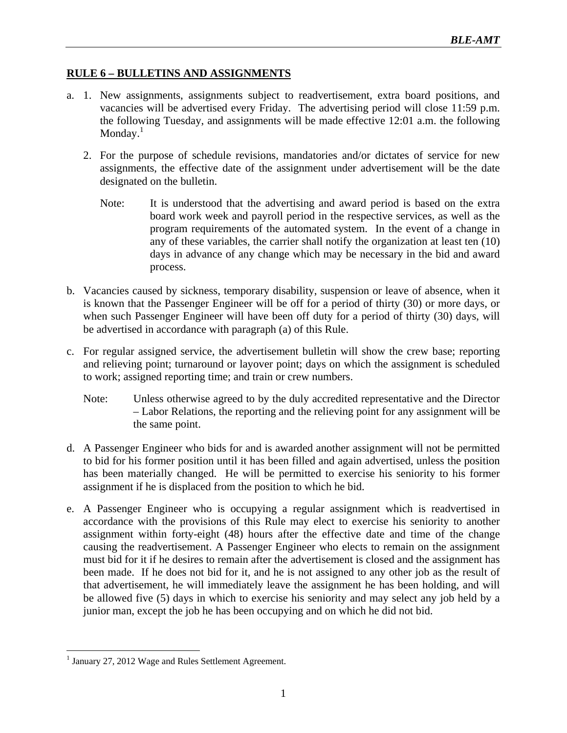## RULE 6 – BULLETINS AND ASSIGNMENTS

a. 1. New assignments, assignments subject to readvertisement, extra board positions, and vacancies will be advertised every Friday. The advertising period will close 11:59 p.m. the following Tuesday, and assignments will be made effective 12:01 a.m. the following Monday.[1]

   2. For the purpose of schedule revisions, mandatories and/or dictates of service for new assignments, the effective date of the assignment under advertisement will be the date designated on the bulletin.

   Note: It is understood that the advertising and award period is based on the extra board work week and payroll period in the respective services, as well as the program requirements of the automated system. In the event of a change in any of these variables, the carrier shall notify the organization at least ten (10) days in advance of any change which may be necessary in the bid and award process.

b. Vacancies caused by sickness, temporary disability, suspension or leave of absence, when it is known that the Passenger Engineer will be off for a period of thirty (30) or more days, or when such Passenger Engineer will have been off duty for a period of thirty (30) days, will be advertised in accordance with paragraph (a) of this Rule.

c. For regular assigned service, the advertisement bulletin will show the crew base; reporting and relieving point; turnaround or layover point; days on which the assignment is scheduled to work; assigned reporting time; and train or crew numbers.

   Note: Unless otherwise agreed to by the duly accredited representative and the Director – Labor Relations, the reporting and the relieving point for any assignment will be the same point.

d. A Passenger Engineer who bids for and is awarded another assignment will not be permitted to bid for his former position until it has been filled and again advertised, unless the position has been materially changed. He will be permitted to exercise his seniority to his former assignment if he is displaced from the position to which he bid.

e. A Passenger Engineer who is occupying a regular assignment which is readvertised in accordance with the provisions of this Rule may elect to exercise his seniority to another assignment within forty-eight (48) hours after the effective date and time of the change causing the readvertisement. A Passenger Engineer who elects to remain on the assignment must bid for it if he desires to remain after the advertisement is closed and the assignment has been made. If he does not bid for it, and he is not assigned to any other job as the result of that advertisement, he will immediately leave the assignment he has been holding, and will be allowed five (5) days in which to exercise his seniority and may select any job held by a junior man, except the job he has been occupying and on which he did not bid.

---

[1] January 27, 2012 Wage and Rules Settlement Agreement.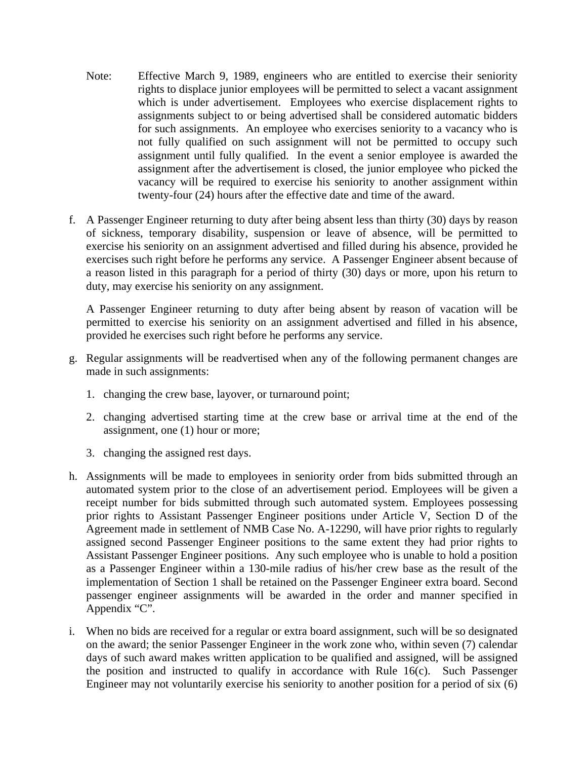Note: Effective March 9, 1989, engineers who are entitled to exercise their seniority rights to displace junior employees will be permitted to select a vacant assignment which is under advertisement. Employees who exercise displacement rights to assignments subject to or being advertised shall be considered automatic bidders for such assignments. An employee who exercises seniority to a vacancy who is not fully qualified on such assignment will not be permitted to occupy such assignment until fully qualified. In the event a senior employee is awarded the assignment after the advertisement is closed, the junior employee who picked the vacancy will be required to exercise his seniority to another assignment within twenty-four (24) hours after the effective date and time of the award.

f. A Passenger Engineer returning to duty after being absent less than thirty (30) days by reason of sickness, temporary disability, suspension or leave of absence, will be permitted to exercise his seniority on an assignment advertised and filled during his absence, provided he exercises such right before he performs any service. A Passenger Engineer absent because of a reason listed in this paragraph for a period of thirty (30) days or more, upon his return to duty, may exercise his seniority on any assignment.

   A Passenger Engineer returning to duty after being absent by reason of vacation will be permitted to exercise his seniority on an assignment advertised and filled in his absence, provided he exercises such right before he performs any service.

g. Regular assignments will be readvertised when any of the following permanent changes are made in such assignments:

   1. changing the crew base, layover, or turnaround point;

   2. changing advertised starting time at the crew base or arrival time at the end of the assignment, one (1) hour or more;

   3. changing the assigned rest days.

h. Assignments will be made to employees in seniority order from bids submitted through an automated system prior to the close of an advertisement period. Employees will be given a receipt number for bids submitted through such automated system. Employees possessing prior rights to Assistant Passenger Engineer positions under Article V, Section D of the Agreement made in settlement of NMB Case No. A-12290, will have prior rights to regularly assigned second Passenger Engineer positions to the same extent they had prior rights to Assistant Passenger Engineer positions. Any such employee who is unable to hold a position as a Passenger Engineer within a 130-mile radius of his/her crew base as the result of the implementation of Section 1 shall be retained on the Passenger Engineer extra board. Second passenger engineer assignments will be awarded in the order and manner specified in Appendix "C".

i. When no bids are received for a regular or extra board assignment, such will be so designated on the award; the senior Passenger Engineer in the work zone who, within seven (7) calendar days of such award makes written application to be qualified and assigned, will be assigned the position and instructed to qualify in accordance with Rule 16(c). Such Passenger Engineer may not voluntarily exercise his seniority to another position for a period of six (6)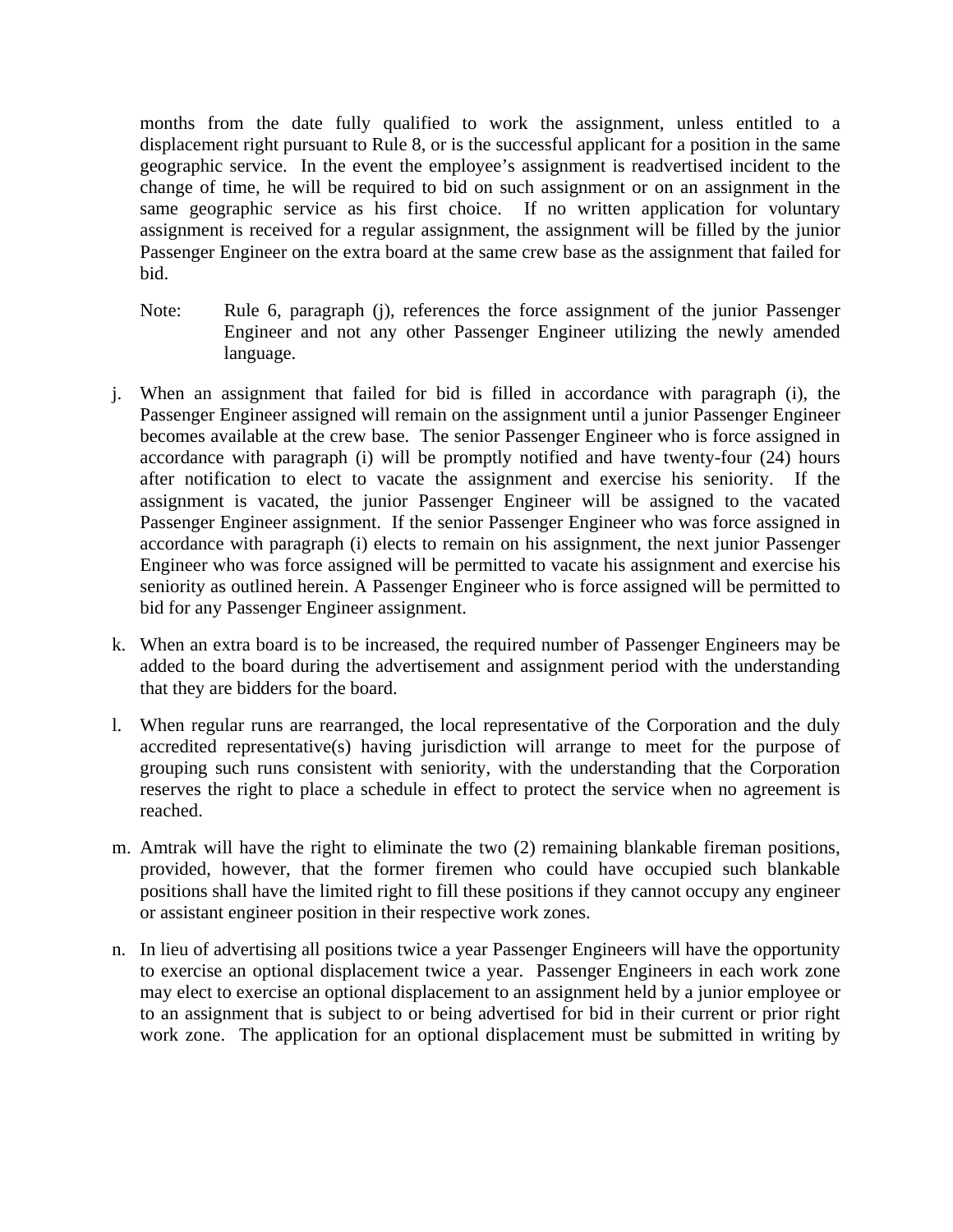months from the date fully qualified to work the assignment, unless entitled to a displacement right pursuant to Rule 8, or is the successful applicant for a position in the same geographic service. In the event the employee's assignment is readvertised incident to the change of time, he will be required to bid on such assignment or on an assignment in the same geographic service as his first choice. If no written application for voluntary assignment is received for a regular assignment, the assignment will be filled by the junior Passenger Engineer on the extra board at the same crew base as the assignment that failed for bid.

Note: Rule 6, paragraph (j), references the force assignment of the junior Passenger Engineer and not any other Passenger Engineer utilizing the newly amended language.

j. When an assignment that failed for bid is filled in accordance with paragraph (i), the Passenger Engineer assigned will remain on the assignment until a junior Passenger Engineer becomes available at the crew base. The senior Passenger Engineer who is force assigned in accordance with paragraph (i) will be promptly notified and have twenty-four (24) hours after notification to elect to vacate the assignment and exercise his seniority. If the assignment is vacated, the junior Passenger Engineer will be assigned to the vacated Passenger Engineer assignment. If the senior Passenger Engineer who was force assigned in accordance with paragraph (i) elects to remain on his assignment, the next junior Passenger Engineer who was force assigned will be permitted to vacate his assignment and exercise his seniority as outlined herein. A Passenger Engineer who is force assigned will be permitted to bid for any Passenger Engineer assignment.

k. When an extra board is to be increased, the required number of Passenger Engineers may be added to the board during the advertisement and assignment period with the understanding that they are bidders for the board.

l. When regular runs are rearranged, the local representative of the Corporation and the duly accredited representative(s) having jurisdiction will arrange to meet for the purpose of grouping such runs consistent with seniority, with the understanding that the Corporation reserves the right to place a schedule in effect to protect the service when no agreement is reached.

m. Amtrak will have the right to eliminate the two (2) remaining blankable fireman positions, provided, however, that the former firemen who could have occupied such blankable positions shall have the limited right to fill these positions if they cannot occupy any engineer or assistant engineer position in their respective work zones.

n. In lieu of advertising all positions twice a year Passenger Engineers will have the opportunity to exercise an optional displacement twice a year. Passenger Engineers in each work zone may elect to exercise an optional displacement to an assignment held by a junior employee or to an assignment that is subject to or being advertised for bid in their current or prior right work zone. The application for an optional displacement must be submitted in writing by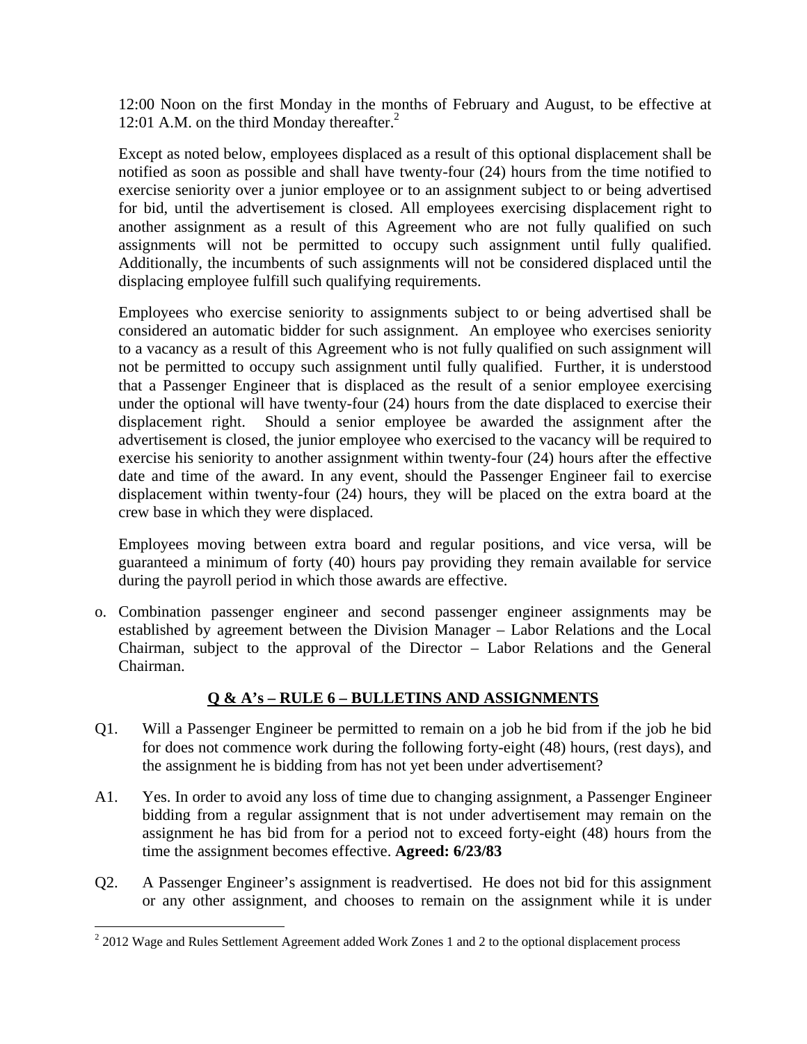12:00 Noon on the first Monday in the months of February and August, to be effective at 12:01 A.M. on the third Monday thereafter.[2]

Except as noted below, employees displaced as a result of this optional displacement shall be notified as soon as possible and shall have twenty-four (24) hours from the time notified to exercise seniority over a junior employee or to an assignment subject to or being advertised for bid, until the advertisement is closed. All employees exercising displacement right to another assignment as a result of this Agreement who are not fully qualified on such assignments will not be permitted to occupy such assignment until fully qualified. Additionally, the incumbents of such assignments will not be considered displaced until the displacing employee fulfill such qualifying requirements.

Employees who exercise seniority to assignments subject to or being advertised shall be considered an automatic bidder for such assignment. An employee who exercises seniority to a vacancy as a result of this Agreement who is not fully qualified on such assignment will not be permitted to occupy such assignment until fully qualified. Further, it is understood that a Passenger Engineer that is displaced as the result of a senior employee exercising under the optional will have twenty-four (24) hours from the date displaced to exercise their displacement right. Should a senior employee be awarded the assignment after the advertisement is closed, the junior employee who exercised to the vacancy will be required to exercise his seniority to another assignment within twenty-four (24) hours after the effective date and time of the award. In any event, should the Passenger Engineer fail to exercise displacement within twenty-four (24) hours, they will be placed on the extra board at the crew base in which they were displaced.

Employees moving between extra board and regular positions, and vice versa, will be guaranteed a minimum of forty (40) hours pay providing they remain available for service during the payroll period in which those awards are effective.

o. Combination passenger engineer and second passenger engineer assignments may be established by agreement between the Division Manager – Labor Relations and the Local Chairman, subject to the approval of the Director – Labor Relations and the General Chairman.

## Q & A's – RULE 6 – BULLETINS AND ASSIGNMENTS

Q1. Will a Passenger Engineer be permitted to remain on a job he bid from if the job he bid for does not commence work during the following forty-eight (48) hours, (rest days), and the assignment he is bidding from has not yet been under advertisement?

A1. Yes. In order to avoid any loss of time due to changing assignment, a Passenger Engineer bidding from a regular assignment that is not under advertisement may remain on the assignment he has bid from for a period not to exceed forty-eight (48) hours from the time the assignment becomes effective. **Agreed: 6/23/83**

Q2. A Passenger Engineer's assignment is readvertised. He does not bid for this assignment or any other assignment, and chooses to remain on the assignment while it is under

[2] 2012 Wage and Rules Settlement Agreement added Work Zones 1 and 2 to the optional displacement process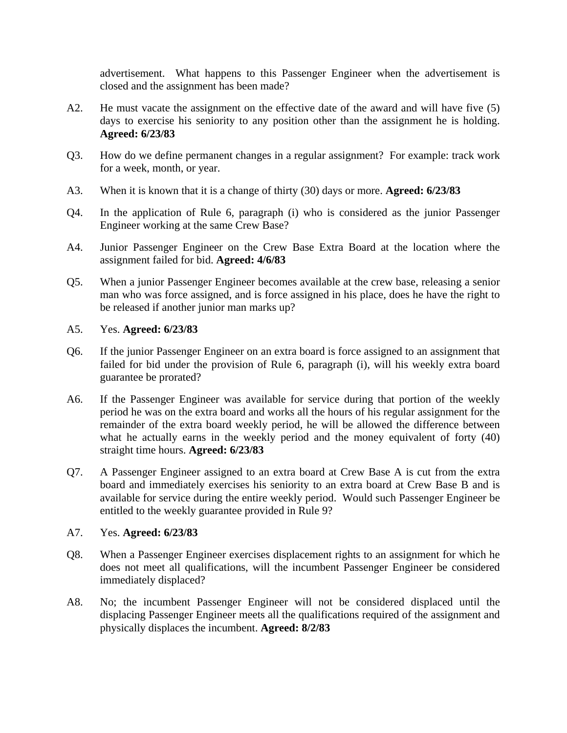advertisement. What happens to this Passenger Engineer when the advertisement is closed and the assignment has been made?

A2. He must vacate the assignment on the effective date of the award and will have five (5) days to exercise his seniority to any position other than the assignment he is holding. **Agreed: 6/23/83**

Q3. How do we define permanent changes in a regular assignment? For example: track work for a week, month, or year.

A3. When it is known that it is a change of thirty (30) days or more. **Agreed: 6/23/83**

Q4. In the application of Rule 6, paragraph (i) who is considered as the junior Passenger Engineer working at the same Crew Base?

A4. Junior Passenger Engineer on the Crew Base Extra Board at the location where the assignment failed for bid. **Agreed: 4/6/83**

Q5. When a junior Passenger Engineer becomes available at the crew base, releasing a senior man who was force assigned, and is force assigned in his place, does he have the right to be released if another junior man marks up?

A5. Yes. **Agreed: 6/23/83**

Q6. If the junior Passenger Engineer on an extra board is force assigned to an assignment that failed for bid under the provision of Rule 6, paragraph (i), will his weekly extra board guarantee be prorated?

A6. If the Passenger Engineer was available for service during that portion of the weekly period he was on the extra board and works all the hours of his regular assignment for the remainder of the extra board weekly period, he will be allowed the difference between what he actually earns in the weekly period and the money equivalent of forty (40) straight time hours. **Agreed: 6/23/83**

Q7. A Passenger Engineer assigned to an extra board at Crew Base A is cut from the extra board and immediately exercises his seniority to an extra board at Crew Base B and is available for service during the entire weekly period. Would such Passenger Engineer be entitled to the weekly guarantee provided in Rule 9?

A7. Yes. **Agreed: 6/23/83**

Q8. When a Passenger Engineer exercises displacement rights to an assignment for which he does not meet all qualifications, will the incumbent Passenger Engineer be considered immediately displaced?

A8. No; the incumbent Passenger Engineer will not be considered displaced until the displacing Passenger Engineer meets all the qualifications required of the assignment and physically displaces the incumbent. **Agreed: 8/2/83**